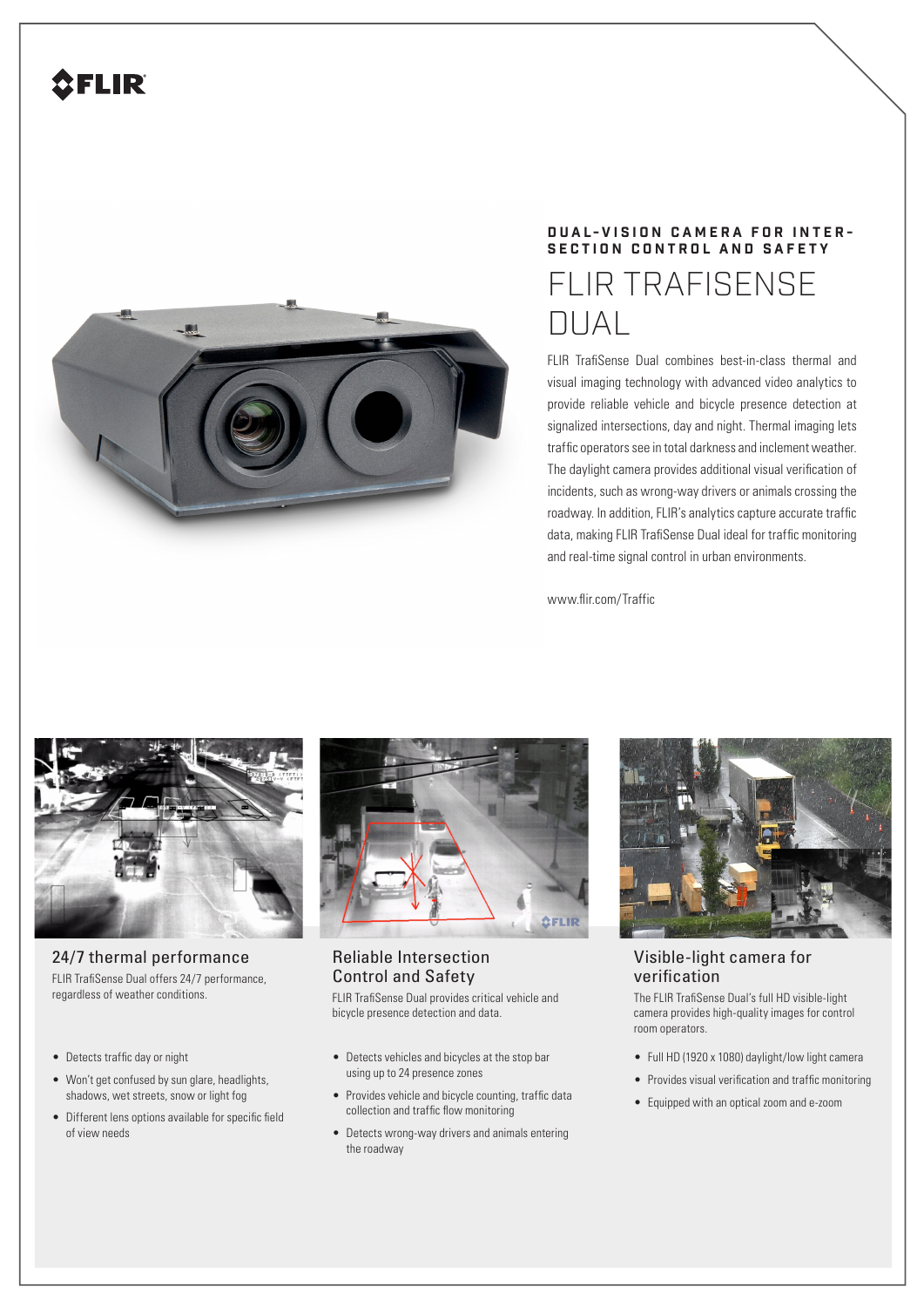**DUAL-VISION CAMERA FOR INTERSECTION CONTROL AND SAFETY**

# FLIR TRAFISENSE DUAL

FLIR TrafiSense Dual combines best-in-class thermal and visual imaging technology with advanced video analytics to provide reliable vehicle and bicycle presence detection at signalized intersections, day and night. Thermal imaging lets traffic operators see in total darkness and inclement weather. The daylight camera provides additional visual verification of incidents, such as wrong-way drivers or animals crossing the roadway. In addition, FLIR's analytics capture accurate traffic data, making FLIR TrafiSense Dual ideal for traffic monitoring and real-time signal control in urban environments.

www.flir.com/Traffic

## 24/7 thermal performance

FLIR TrafiSense Dual offers 24/7 performance, regardless of weather conditions.

- Detects traffic day or night
- Won't get confused by sun glare, headlights, shadows, wet streets, snow or light fog
- Different lens options available for specific field of view needs

## Reliable Intersection Control and Safety

FLIR TrafiSense Dual provides critical vehicle and bicycle presence detection and data.

- Detects vehicles and bicycles at the stop bar using up to 24 presence zones
- Provides vehicle and bicycle counting, traffic data collection and traffic flow monitoring
- Detects wrong-way drivers and animals entering the roadway

## Visible-light camera for verification

The FLIR TrafiSense Dual's full HD visible-light camera provides high-quality images for control room operators.

- Full HD (1920 x 1080) daylight/low light camera
- Provides visual verification and traffic monitoring
- Equipped with an optical zoom and e-zoom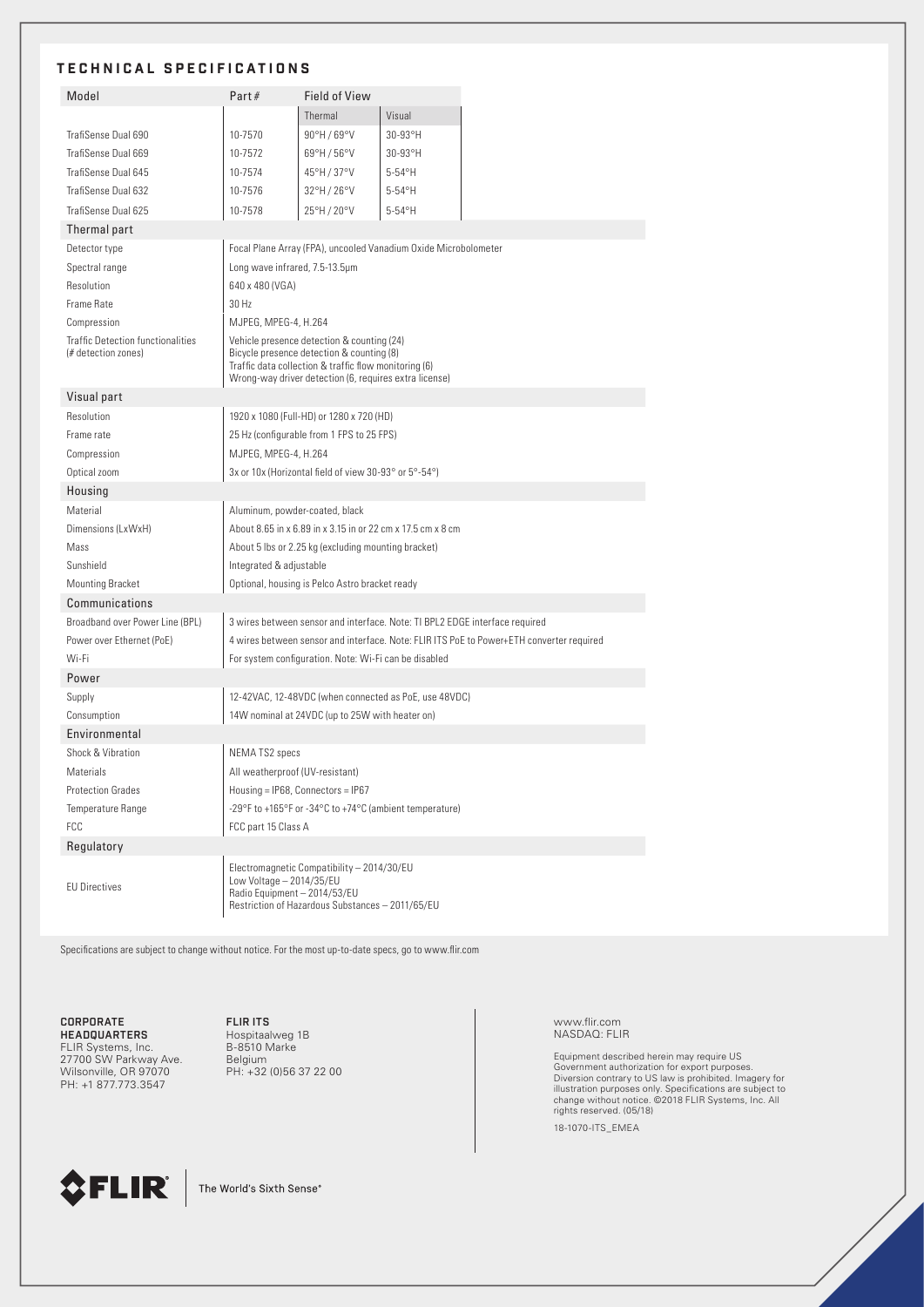## TECHNICAL SPECIFICATIONS

| Model | Part # | Field of View | |
|---|---|---|---|
| | | Thermal | Visual |
| TrafiSense Dual 690 | 10-7570 | 90°H / 69°V | 30-93°H |
| TrafiSense Dual 669 | 10-7572 | 69°H / 56°V | 30-93°H |
| TrafiSense Dual 645 | 10-7574 | 45°H / 37°V | 5-54°H |
| TrafiSense Dual 632 | 10-7576 | 32°H / 26°V | 5-54°H |
| TrafiSense Dual 625 | 10-7578 | 25°H / 20°V | 5-54°H |

| | |
|---|---|
| **Thermal part** | |
| Detector type | Focal Plane Array (FPA), uncooled Vanadium Oxide Microbolometer |
| Spectral range | Long wave infrared, 7.5-13.5μm |
| Resolution | 640 x 480 (VGA) |
| Frame Rate | 30 Hz |
| Compression | MJPEG, MPEG-4, H.264 |
| Traffic Detection functionalities (# detection zones) | Vehicle presence detection & counting (24)<br>Bicycle presence detection & counting (8)<br>Traffic data collection & traffic flow monitoring (6)<br>Wrong-way driver detection (6, requires extra license) |
| **Visual part** | |
| Resolution | 1920 x 1080 (Full-HD) or 1280 x 720 (HD) |
| Frame rate | 25 Hz (configurable from 1 FPS to 25 FPS) |
| Compression | MJPEG, MPEG-4, H.264 |
| Optical zoom | 3x or 10x (Horizontal field of view 30-93° or 5°-54°) |
| **Housing** | |
| Material | Aluminum, powder-coated, black |
| Dimensions (LxWxH) | About 8.65 in x 6.89 in x 3.15 in or 22 cm x 17.5 cm x 8 cm |
| Mass | About 5 lbs or 2.25 kg (excluding mounting bracket) |
| Sunshield | Integrated & adjustable |
| Mounting Bracket | Optional, housing is Pelco Astro bracket ready |
| **Communications** | |
| Broadband over Power Line (BPL) | 3 wires between sensor and interface. Note: TI BPL2 EDGE interface required |
| Power over Ethernet (PoE) | 4 wires between sensor and interface. Note: FLIR ITS PoE to Power+ETH converter required |
| Wi-Fi | For system configuration. Note: Wi-Fi can be disabled |
| **Power** | |
| Supply | 12-42VAC, 12-48VDC (when connected as PoE, use 48VDC) |
| Consumption | 14W nominal at 24VDC (up to 25W with heater on) |
| **Environmental** | |
| Shock & Vibration | NEMA TS2 specs |
| Materials | All weatherproof (UV-resistant) |
| Protection Grades | Housing = IP68, Connectors = IP67 |
| Temperature Range | -29°F to +165°F or -34°C to +74°C (ambient temperature) |
| FCC | FCC part 15 Class A |
| **Regulatory** | |
| EU Directives | Electromagnetic Compatibility – 2014/30/EU<br>Low Voltage – 2014/35/EU<br>Radio Equipment – 2014/53/EU<br>Restriction of Hazardous Substances – 2011/65/EU |

Specifications are subject to change without notice. For the most up-to-date specs, go to www.flir.com

**CORPORATE HEADQUARTERS**
FLIR Systems, Inc.
27700 SW Parkway Ave.
Wilsonville, OR 97070
PH: +1 877.773.3547

**FLIR ITS**
Hospitaalweg 1B
B-8510 Marke
Belgium
PH: +32 (0)56 37 22 00

www.flir.com
NASDAQ: FLIR

Equipment described herein may require US Government authorization for export purposes. Diversion contrary to US law is prohibited. Imagery for illustration purposes only. Specifications are subject to change without notice. ©2018 FLIR Systems, Inc. All rights reserved. (05/18)

18-1070-ITS_EMEA

FLIR The World's Sixth Sense®